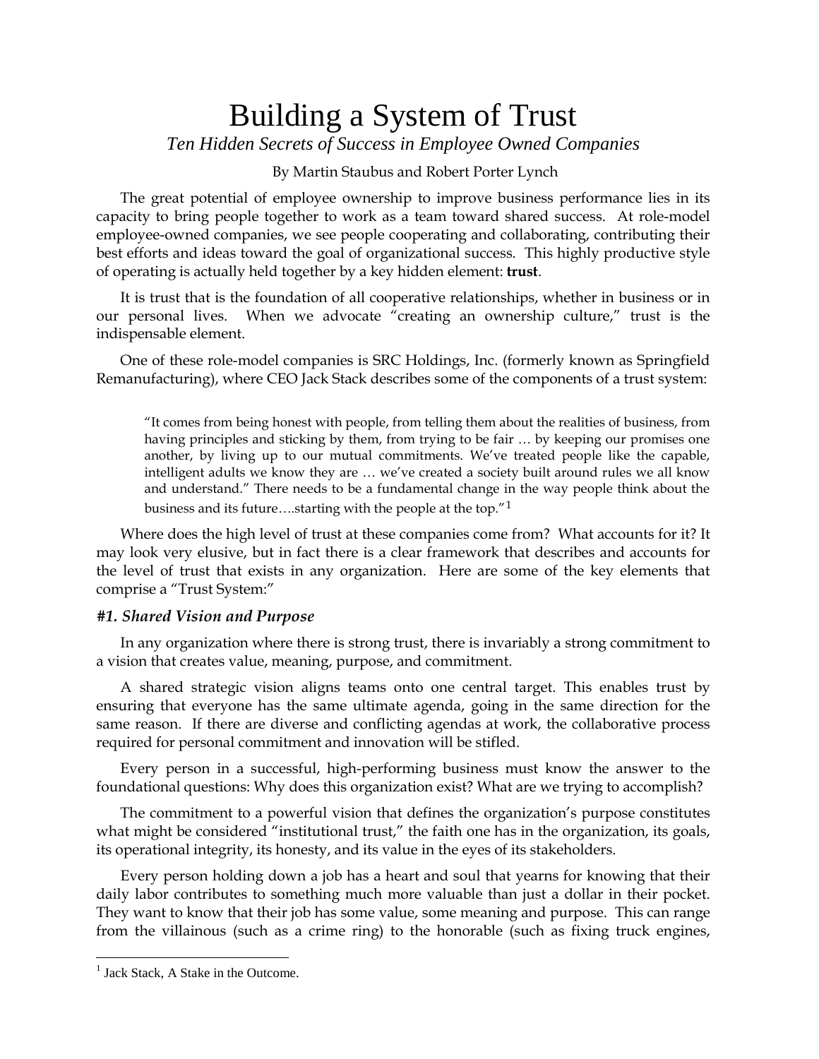# Building a System of Trust

*Ten Hidden Secrets of Success in Employee Owned Companies*

By Martin Staubus and Robert Porter Lynch

The great potential of employee ownership to improve business performance lies in its capacity to bring people together to work as a team toward shared success. At role-model employee-owned companies, we see people cooperating and collaborating, contributing their best efforts and ideas toward the goal of organizational success. This highly productive style of operating is actually held together by a key hidden element: **trust**.

It is trust that is the foundation of all cooperative relationships, whether in business or in our personal lives. When we advocate "creating an ownership culture," trust is the indispensable element.

One of these role-model companies is SRC Holdings, Inc. (formerly known as Springfield Remanufacturing), where CEO Jack Stack describes some of the components of a trust system:

> "It comes from being honest with people, from telling them about the realities of business, from having principles and sticking by them, from trying to be fair … by keeping our promises one another, by living up to our mutual commitments. We've treated people like the capable, intelligent adults we know they are … we've created a society built around rules we all know and understand." There needs to be a fundamental change in the way people think about the business and its future….starting with the people at the top."[1]

Where does the high level of trust at these companies come from? What accounts for it? It may look very elusive, but in fact there is a clear framework that describes and accounts for the level of trust that exists in any organization. Here are some of the key elements that comprise a "Trust System:"

### *#1. Shared Vision and Purpose*

In any organization where there is strong trust, there is invariably a strong commitment to a vision that creates value, meaning, purpose, and commitment.

A shared strategic vision aligns teams onto one central target. This enables trust by ensuring that everyone has the same ultimate agenda, going in the same direction for the same reason. If there are diverse and conflicting agendas at work, the collaborative process required for personal commitment and innovation will be stifled.

Every person in a successful, high-performing business must know the answer to the foundational questions: Why does this organization exist? What are we trying to accomplish?

The commitment to a powerful vision that defines the organization's purpose constitutes what might be considered "institutional trust," the faith one has in the organization, its goals, its operational integrity, its honesty, and its value in the eyes of its stakeholders.

Every person holding down a job has a heart and soul that yearns for knowing that their daily labor contributes to something much more valuable than just a dollar in their pocket. They want to know that their job has some value, some meaning and purpose. This can range from the villainous (such as a crime ring) to the honorable (such as fixing truck engines,

---

[1] Jack Stack, A Stake in the Outcome.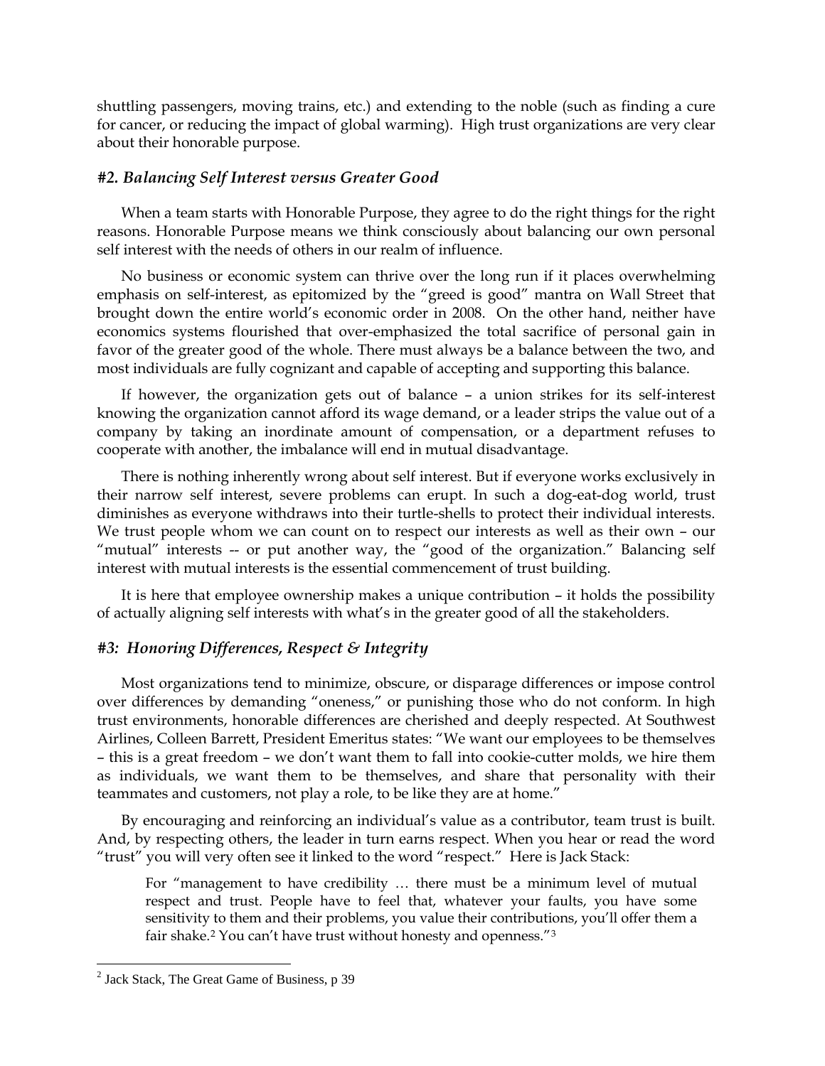shuttling passengers, moving trains, etc.) and extending to the noble (such as finding a cure for cancer, or reducing the impact of global warming). High trust organizations are very clear about their honorable purpose.

### *#2. Balancing Self Interest versus Greater Good*

When a team starts with Honorable Purpose, they agree to do the right things for the right reasons. Honorable Purpose means we think consciously about balancing our own personal self interest with the needs of others in our realm of influence.

No business or economic system can thrive over the long run if it places overwhelming emphasis on self-interest, as epitomized by the "greed is good" mantra on Wall Street that brought down the entire world's economic order in 2008. On the other hand, neither have economics systems flourished that over-emphasized the total sacrifice of personal gain in favor of the greater good of the whole. There must always be a balance between the two, and most individuals are fully cognizant and capable of accepting and supporting this balance.

If however, the organization gets out of balance – a union strikes for its self-interest knowing the organization cannot afford its wage demand, or a leader strips the value out of a company by taking an inordinate amount of compensation, or a department refuses to cooperate with another, the imbalance will end in mutual disadvantage.

There is nothing inherently wrong about self interest. But if everyone works exclusively in their narrow self interest, severe problems can erupt. In such a dog-eat-dog world, trust diminishes as everyone withdraws into their turtle-shells to protect their individual interests. We trust people whom we can count on to respect our interests as well as their own – our "mutual" interests -- or put another way, the "good of the organization." Balancing self interest with mutual interests is the essential commencement of trust building.

It is here that employee ownership makes a unique contribution – it holds the possibility of actually aligning self interests with what's in the greater good of all the stakeholders.

### *#3: Honoring Differences, Respect & Integrity*

Most organizations tend to minimize, obscure, or disparage differences or impose control over differences by demanding "oneness," or punishing those who do not conform. In high trust environments, honorable differences are cherished and deeply respected. At Southwest Airlines, Colleen Barrett, President Emeritus states: "We want our employees to be themselves – this is a great freedom – we don't want them to fall into cookie-cutter molds, we hire them as individuals, we want them to be themselves, and share that personality with their teammates and customers, not play a role, to be like they are at home."

By encouraging and reinforcing an individual's value as a contributor, team trust is built. And, by respecting others, the leader in turn earns respect. When you hear or read the word "trust" you will very often see it linked to the word "respect." Here is Jack Stack:

> For "management to have credibility … there must be a minimum level of mutual respect and trust. People have to feel that, whatever your faults, you have some sensitivity to them and their problems, you value their contributions, you'll offer them a fair shake.[2] You can't have trust without honesty and openness."[3]

[2] Jack Stack, The Great Game of Business, p 39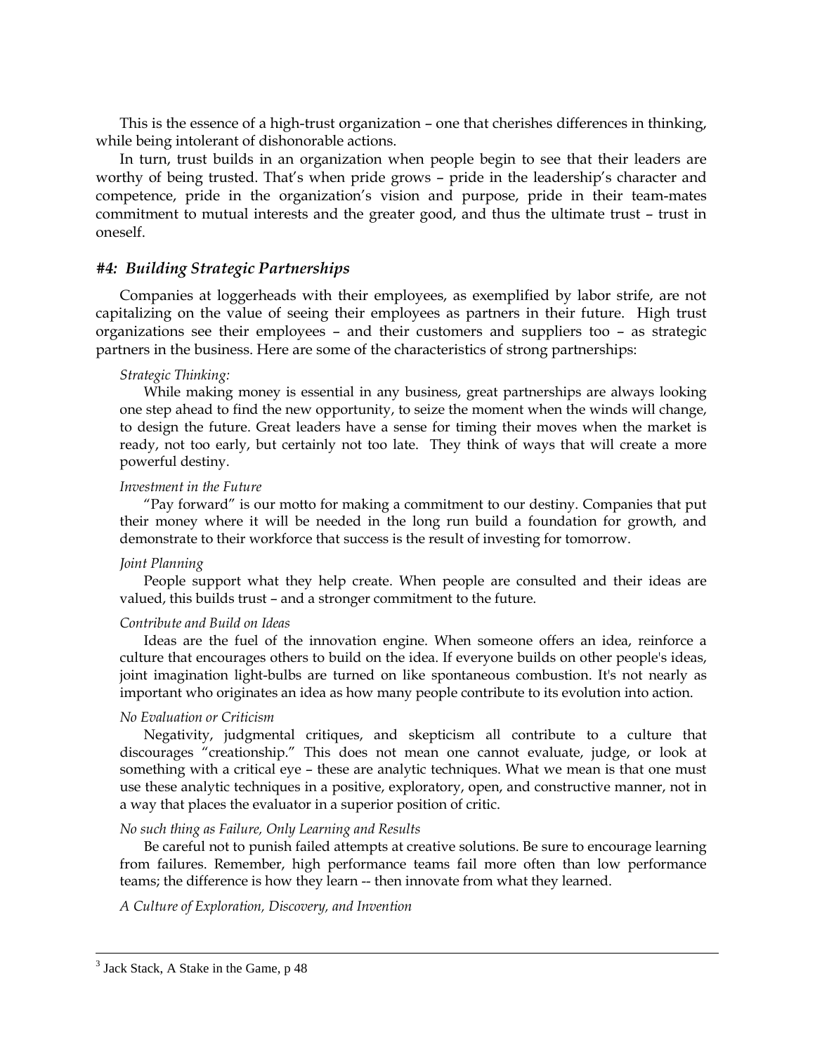This is the essence of a high-trust organization – one that cherishes differences in thinking, while being intolerant of dishonorable actions.

In turn, trust builds in an organization when people begin to see that their leaders are worthy of being trusted. That's when pride grows – pride in the leadership's character and competence, pride in the organization's vision and purpose, pride in their team-mates commitment to mutual interests and the greater good, and thus the ultimate trust – trust in oneself.

### *#4: Building Strategic Partnerships*

Companies at loggerheads with their employees, as exemplified by labor strife, are not capitalizing on the value of seeing their employees as partners in their future. High trust organizations see their employees – and their customers and suppliers too – as strategic partners in the business. Here are some of the characteristics of strong partnerships:

*Strategic Thinking:*

While making money is essential in any business, great partnerships are always looking one step ahead to find the new opportunity, to seize the moment when the winds will change, to design the future. Great leaders have a sense for timing their moves when the market is ready, not too early, but certainly not too late. They think of ways that will create a more powerful destiny.

*Investment in the Future*

"Pay forward" is our motto for making a commitment to our destiny. Companies that put their money where it will be needed in the long run build a foundation for growth, and demonstrate to their workforce that success is the result of investing for tomorrow.

*Joint Planning*

People support what they help create. When people are consulted and their ideas are valued, this builds trust – and a stronger commitment to the future.

*Contribute and Build on Ideas*

Ideas are the fuel of the innovation engine. When someone offers an idea, reinforce a culture that encourages others to build on the idea. If everyone builds on other people's ideas, joint imagination light-bulbs are turned on like spontaneous combustion. It's not nearly as important who originates an idea as how many people contribute to its evolution into action.

*No Evaluation or Criticism*

Negativity, judgmental critiques, and skepticism all contribute to a culture that discourages "creationship." This does not mean one cannot evaluate, judge, or look at something with a critical eye – these are analytic techniques. What we mean is that one must use these analytic techniques in a positive, exploratory, open, and constructive manner, not in a way that places the evaluator in a superior position of critic.

*No such thing as Failure, Only Learning and Results*

Be careful not to punish failed attempts at creative solutions. Be sure to encourage learning from failures. Remember, high performance teams fail more often than low performance teams; the difference is how they learn -- then innovate from what they learned.

*A Culture of Exploration, Discovery, and Invention*

---

[3] Jack Stack, A Stake in the Game, p 48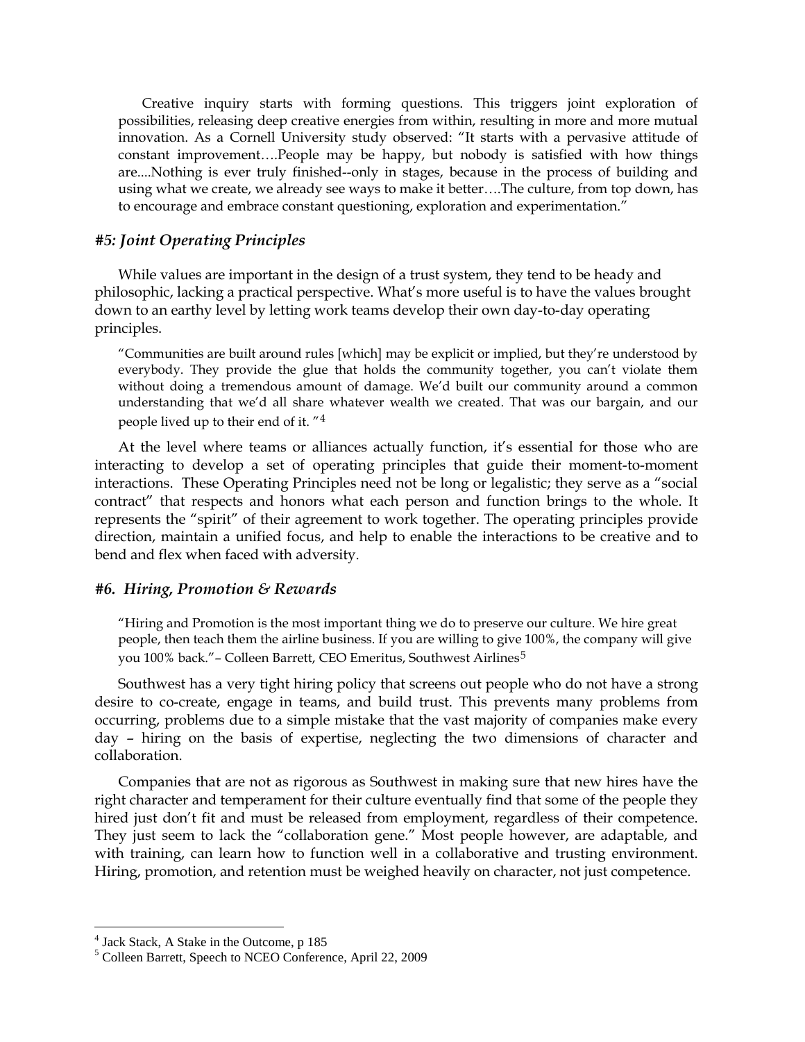Creative inquiry starts with forming questions. This triggers joint exploration of possibilities, releasing deep creative energies from within, resulting in more and more mutual innovation. As a Cornell University study observed: "It starts with a pervasive attitude of constant improvement….People may be happy, but nobody is satisfied with how things are....Nothing is ever truly finished--only in stages, because in the process of building and using what we create, we already see ways to make it better….The culture, from top down, has to encourage and embrace constant questioning, exploration and experimentation."

### *#5: Joint Operating Principles*

While values are important in the design of a trust system, they tend to be heady and philosophic, lacking a practical perspective. What's more useful is to have the values brought down to an earthy level by letting work teams develop their own day-to-day operating principles.

> "Communities are built around rules [which] may be explicit or implied, but they're understood by everybody. They provide the glue that holds the community together, you can't violate them without doing a tremendous amount of damage. We'd built our community around a common understanding that we'd all share whatever wealth we created. That was our bargain, and our people lived up to their end of it. "[4]

At the level where teams or alliances actually function, it's essential for those who are interacting to develop a set of operating principles that guide their moment-to-moment interactions. These Operating Principles need not be long or legalistic; they serve as a "social contract" that respects and honors what each person and function brings to the whole. It represents the "spirit" of their agreement to work together. The operating principles provide direction, maintain a unified focus, and help to enable the interactions to be creative and to bend and flex when faced with adversity.

### *#6. Hiring, Promotion & Rewards*

> "Hiring and Promotion is the most important thing we do to preserve our culture. We hire great people, then teach them the airline business. If you are willing to give 100%, the company will give you 100% back."– Colleen Barrett, CEO Emeritus, Southwest Airlines[5]

Southwest has a very tight hiring policy that screens out people who do not have a strong desire to co-create, engage in teams, and build trust. This prevents many problems from occurring, problems due to a simple mistake that the vast majority of companies make every day – hiring on the basis of expertise, neglecting the two dimensions of character and collaboration.

Companies that are not as rigorous as Southwest in making sure that new hires have the right character and temperament for their culture eventually find that some of the people they hired just don't fit and must be released from employment, regardless of their competence. They just seem to lack the "collaboration gene." Most people however, are adaptable, and with training, can learn how to function well in a collaborative and trusting environment. Hiring, promotion, and retention must be weighed heavily on character, not just competence.

---

[4] Jack Stack, A Stake in the Outcome, p 185

[5] Colleen Barrett, Speech to NCEO Conference, April 22, 2009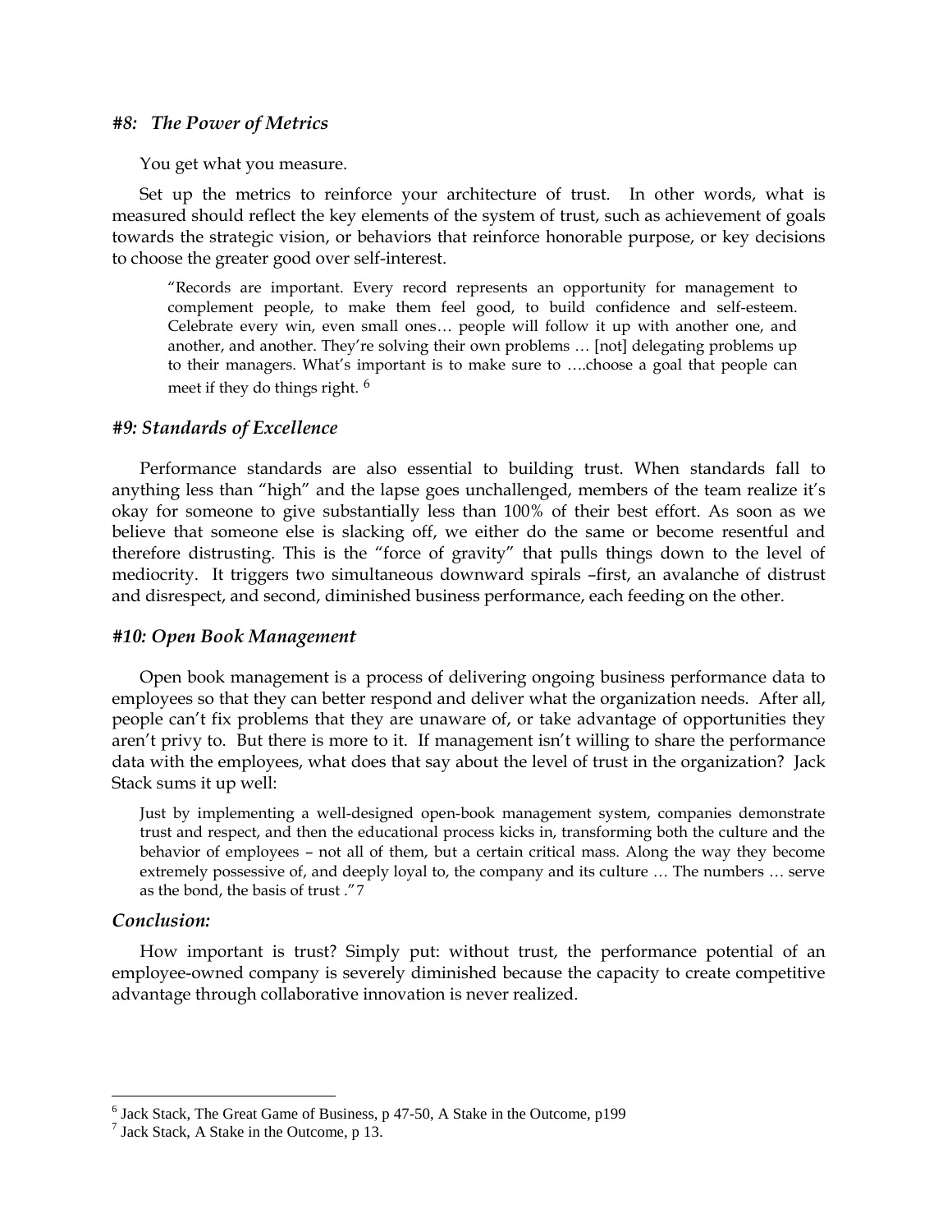### *#8: The Power of Metrics*

You get what you measure.

Set up the metrics to reinforce your architecture of trust. In other words, what is measured should reflect the key elements of the system of trust, such as achievement of goals towards the strategic vision, or behaviors that reinforce honorable purpose, or key decisions to choose the greater good over self-interest.

> "Records are important. Every record represents an opportunity for management to complement people, to make them feel good, to build confidence and self-esteem. Celebrate every win, even small ones… people will follow it up with another one, and another, and another. They're solving their own problems … [not] delegating problems up to their managers. What's important is to make sure to ….choose a goal that people can meet if they do things right. [6]

### *#9: Standards of Excellence*

Performance standards are also essential to building trust. When standards fall to anything less than "high" and the lapse goes unchallenged, members of the team realize it's okay for someone to give substantially less than 100% of their best effort. As soon as we believe that someone else is slacking off, we either do the same or become resentful and therefore distrusting. This is the "force of gravity" that pulls things down to the level of mediocrity. It triggers two simultaneous downward spirals –first, an avalanche of distrust and disrespect, and second, diminished business performance, each feeding on the other.

### *#10: Open Book Management*

Open book management is a process of delivering ongoing business performance data to employees so that they can better respond and deliver what the organization needs. After all, people can't fix problems that they are unaware of, or take advantage of opportunities they aren't privy to. But there is more to it. If management isn't willing to share the performance data with the employees, what does that say about the level of trust in the organization? Jack Stack sums it up well:

> Just by implementing a well-designed open-book management system, companies demonstrate trust and respect, and then the educational process kicks in, transforming both the culture and the behavior of employees – not all of them, but a certain critical mass. Along the way they become extremely possessive of, and deeply loyal to, the company and its culture … The numbers … serve as the bond, the basis of trust ."7

### *Conclusion:*

How important is trust? Simply put: without trust, the performance potential of an employee-owned company is severely diminished because the capacity to create competitive advantage through collaborative innovation is never realized.

---

[6] Jack Stack, The Great Game of Business, p 47-50, A Stake in the Outcome, p199

[7] Jack Stack, A Stake in the Outcome, p 13.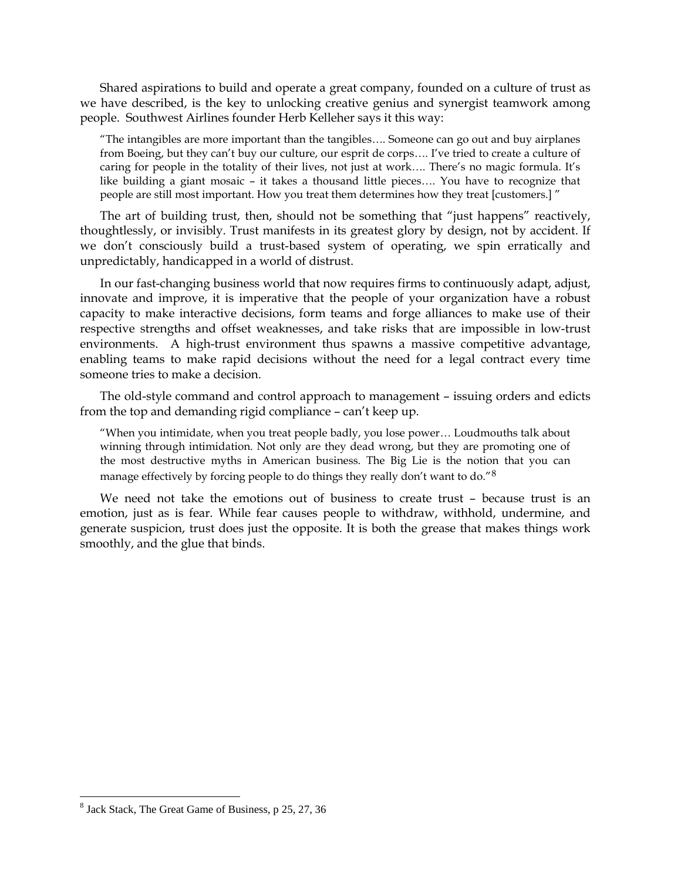Shared aspirations to build and operate a great company, founded on a culture of trust as we have described, is the key to unlocking creative genius and synergist teamwork among people. Southwest Airlines founder Herb Kelleher says it this way:

> "The intangibles are more important than the tangibles…. Someone can go out and buy airplanes from Boeing, but they can't buy our culture, our esprit de corps…. I've tried to create a culture of caring for people in the totality of their lives, not just at work…. There's no magic formula. It's like building a giant mosaic – it takes a thousand little pieces…. You have to recognize that people are still most important. How you treat them determines how they treat [customers.] "

The art of building trust, then, should not be something that "just happens" reactively, thoughtlessly, or invisibly. Trust manifests in its greatest glory by design, not by accident. If we don't consciously build a trust-based system of operating, we spin erratically and unpredictably, handicapped in a world of distrust.

In our fast-changing business world that now requires firms to continuously adapt, adjust, innovate and improve, it is imperative that the people of your organization have a robust capacity to make interactive decisions, form teams and forge alliances to make use of their respective strengths and offset weaknesses, and take risks that are impossible in low-trust environments. A high-trust environment thus spawns a massive competitive advantage, enabling teams to make rapid decisions without the need for a legal contract every time someone tries to make a decision.

The old-style command and control approach to management – issuing orders and edicts from the top and demanding rigid compliance – can't keep up.

> "When you intimidate, when you treat people badly, you lose power… Loudmouths talk about winning through intimidation. Not only are they dead wrong, but they are promoting one of the most destructive myths in American business. The Big Lie is the notion that you can manage effectively by forcing people to do things they really don't want to do."[8]

We need not take the emotions out of business to create trust – because trust is an emotion, just as is fear. While fear causes people to withdraw, withhold, undermine, and generate suspicion, trust does just the opposite. It is both the grease that makes things work smoothly, and the glue that binds.

---

[8] Jack Stack, The Great Game of Business, p 25, 27, 36